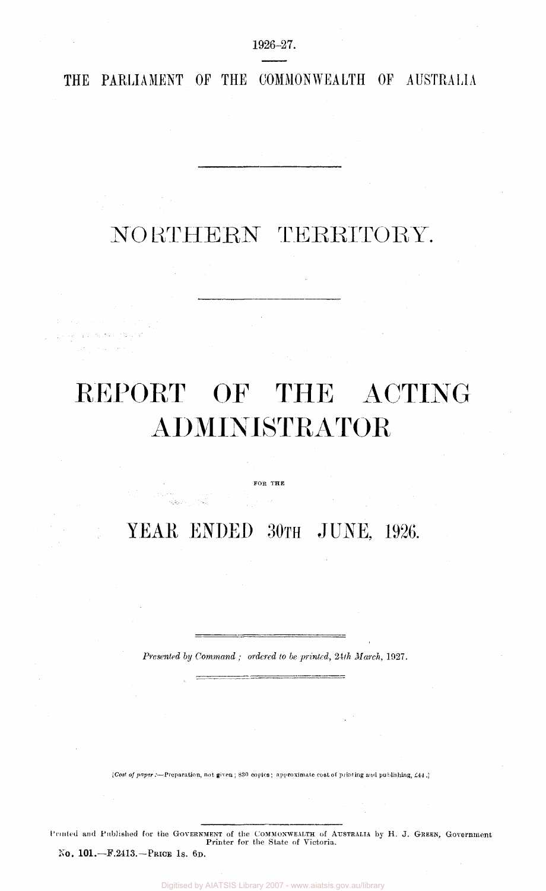1926–27.

THE PARLIAMENT OF THE COMMONWEALTH OF AUSTRALIA

# NORTHERN TERRITORY.

# REPORT OF THE ACTING ADMINISTRATOR

FOR THE

## YEAR ENDED 30TH JUNE, 1926.

*Presented by Command; ordered to be printed, 24th March, 1927.*

[*Cost of paper*:—Preparation, not given; 830 copies; approximate cost of printing and publishing, £44.]

Printed and Published for the GOVERNMENT of the COMMONWEALTH of AUSTRALIA by H. J. GREEN, Government Printer for the State of Victoria.

**No. 101.**—F.2413.—PRICE 1s. 6D.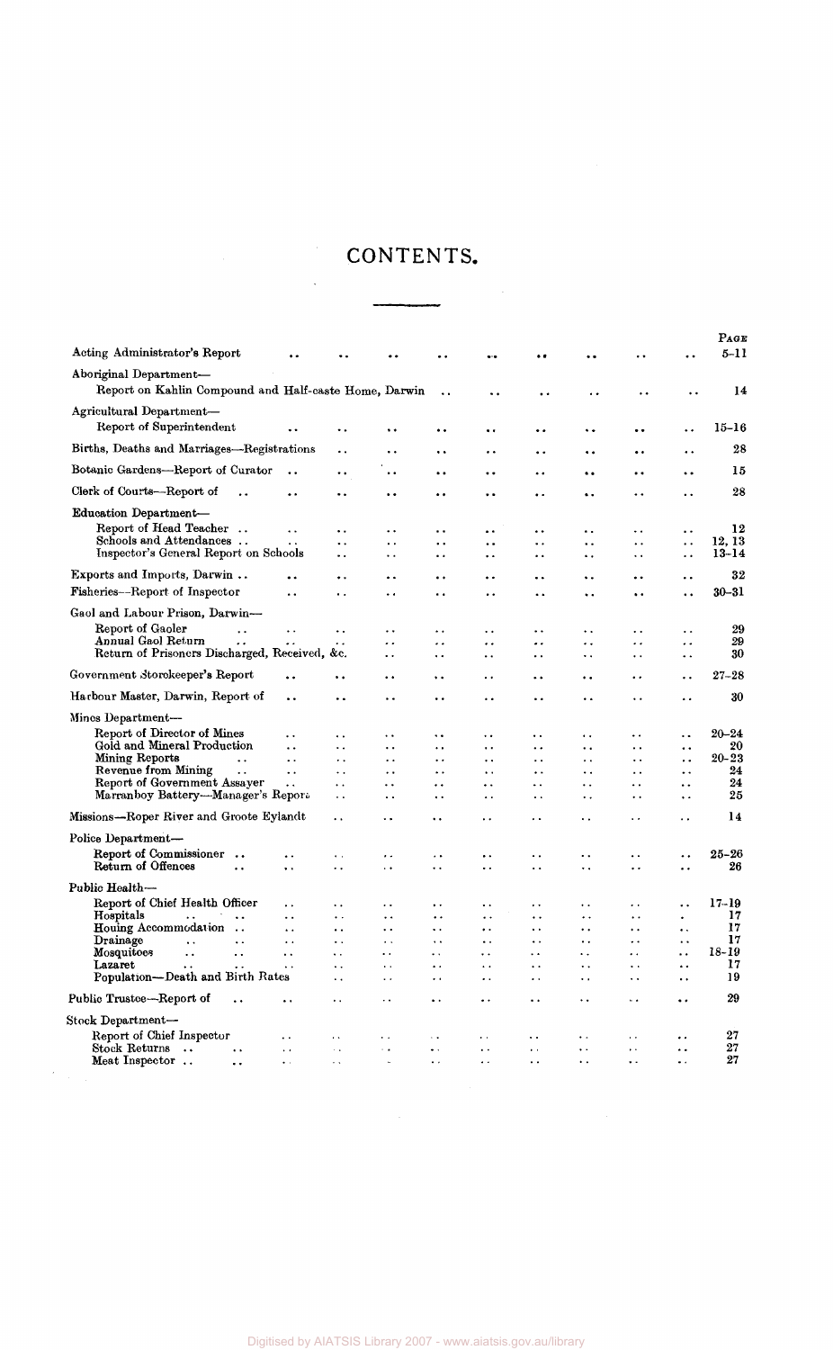# CONTENTS.

| | PAGE |
|---|---|
| Acting Administrator's Report | 5–11 |
| Aboriginal Department— | |
| Report on Kahlin Compound and Half-caste Home, Darwin | 14 |
| Agricultural Department— | |
| Report of Superintendent | 15–16 |
| Births, Deaths and Marriages—Registrations | 28 |
| Botanic Gardens—Report of Curator | 15 |
| Clerk of Courts—Report of | 28 |
| Education Department— | |
| Report of Head Teacher | 12 |
| Schools and Attendances | 12, 13 |
| Inspector's General Report on Schools | 13–14 |
| Exports and Imports, Darwin | 32 |
| Fisheries—Report of Inspector | 30–31 |
| Gaol and Labour Prison, Darwin— | |
| Report of Gaoler | 29 |
| Annual Gaol Return | 29 |
| Return of Prisoners Discharged, Received, &c. | 30 |
| Government Storekeeper's Report | 27–28 |
| Harbour Master, Darwin, Report of | 30 |
| Mines Department— | |
| Report of Director of Mines | 20–24 |
| Gold and Mineral Production | 20 |
| Mining Reports | 20–23 |
| Revenue from Mining | 24 |
| Report of Government Assayer | 24 |
| Marranboy Battery—Manager's Report | 25 |
| Missions—Roper River and Groote Eylandt | 14 |
| Police Department— | |
| Report of Commissioner | 25–26 |
| Return of Offences | 26 |
| Public Health— | |
| Report of Chief Health Officer | 17–19 |
| Hospitals | 17 |
| Housing Accommodation | 17 |
| Drainage | 17 |
| Mosquitoes | 18–19 |
| Lazaret | 17 |
| Population—Death and Birth Rates | 19 |
| Public Trustee—Report of | 29 |
| Stock Department— | |
| Report of Chief Inspector | 27 |
| Stock Returns | 27 |
| Meat Inspector | 27 |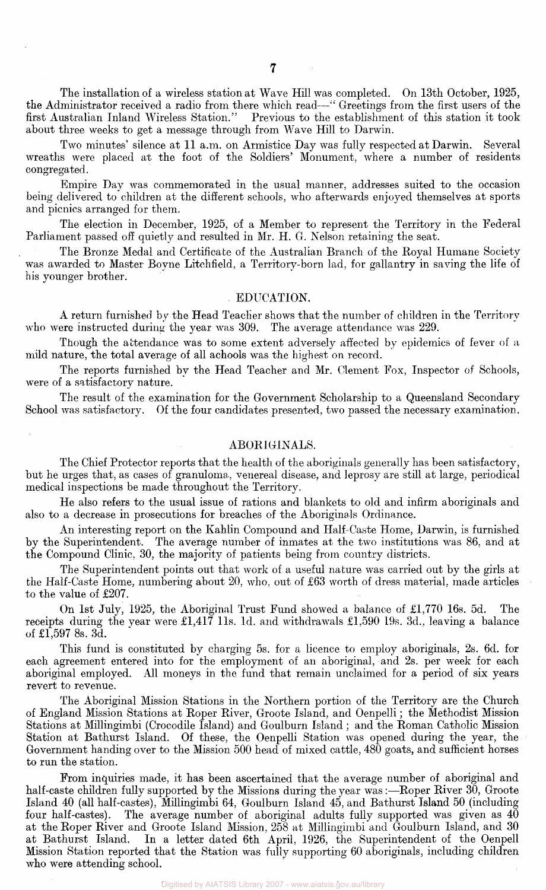The installation of a wireless station at Wave Hill was completed. On 13th October, 1925, the Administrator received a radio from there which read—" Greetings from the first users of the first Australian Inland Wireless Station." Previous to the establishment of this station it took about three weeks to get a message through from Wave Hill to Darwin.

Two minutes' silence at 11 a.m. on Armistice Day was fully respected at Darwin. Several wreaths were placed at the foot of the Soldiers' Monument, where a number of residents congregated.

Empire Day was commemorated in the usual manner, addresses suited to the occasion being delivered to children at the different schools, who afterwards enjoyed themselves at sports and picnics arranged for them.

The election in December, 1925, of a Member to represent the Territory in the Federal Parliament passed off quietly and resulted in Mr. H. G. Nelson retaining the seat.

The Bronze Medal and Certificate of the Australian Branch of the Royal Humane Society was awarded to Master Boyne Litchfield, a Territory-born lad, for gallantry in saving the life of his younger brother.

## EDUCATION.

A return furnished by the Head Teacher shows that the number of children in the Territory who were instructed during the year was 309. The average attendance was 229.

Though the attendance was to some extent adversely affected by epidemics of fever of a mild nature, the total average of all achools was the highest on record.

The reports furnished by the Head Teacher and Mr. Clement Fox, Inspector of Schools, were of a satisfactory nature.

The result of the examination for the Government Scholarship to a Queensland Secondary School was satisfactory. Of the four candidates presented, two passed the necessary examination.

## ABORIGINALS.

The Chief Protector reports that the health of the aboriginals generally has been satisfactory, but he urges that, as cases of granuloma, venereal disease, and leprosy are still at large, periodical medical inspections be made throughout the Territory.

He also refers to the usual issue of rations and blankets to old and infirm aboriginals and also to a decrease in prosecutions for breaches of the Aboriginals Ordinance.

An interesting report on the Kahlin Compound and Half-Caste Home, Darwin, is furnished by the Superintendent. The average number of inmates at the two institutions was 86, and at the Compound Clinic, 30, the majority of patients being from country districts.

The Superintendent points out that work of a useful nature was carried out by the girls at the Half-Caste Home, numbering about 20, who, out of £63 worth of dress material, made articles to the value of £207.

On 1st July, 1925, the Aboriginal Trust Fund showed a balance of £1,770 16s. 5d. The receipts during the year were £1,417 11s. 1d. and withdrawals £1,590 19s. 3d., leaving a balance of £1,597 8s. 3d.

This fund is constituted by charging 5s. for a licence to employ aboriginals, 2s. 6d. for each agreement entered into for the employment of an aboriginal, and 2s. per week for each aboriginal employed. All moneys in the fund that remain unclaimed for a period of six years revert to revenue.

The Aboriginal Mission Stations in the Northern portion of the Territory are the Church of England Mission Stations at Roper River, Groote Island, and Oenpelli; the Methodist Mission Stations at Millingimbi (Crocodile Island) and Goulburn Island; and the Roman Catholic Mission Station at Bathurst Island. Of these, the Oenpelli Station was opened during the year, the Government handing over to the Mission 500 head of mixed cattle, 480 goats, and sufficient horses to run the station.

From inquiries made, it has been ascertained that the average number of aboriginal and half-caste children fully supported by the Missions during the year was:—Roper River 30, Groote Island 40 (all half-castes), Millingimbi 64, Goulburn Island 45, and Bathurst Island 50 (including four half-castes). The average number of aboriginal adults fully supported was given as 40 at the Roper River and Groote Island Mission, 258 at Millingimbi and Goulburn Island, and 30 at Bathurst Island. In a letter dated 6th April, 1926, the Superintendent of the Oenpell Mission Station reported that the Station was fully supporting 60 aboriginals, including children who were attending school.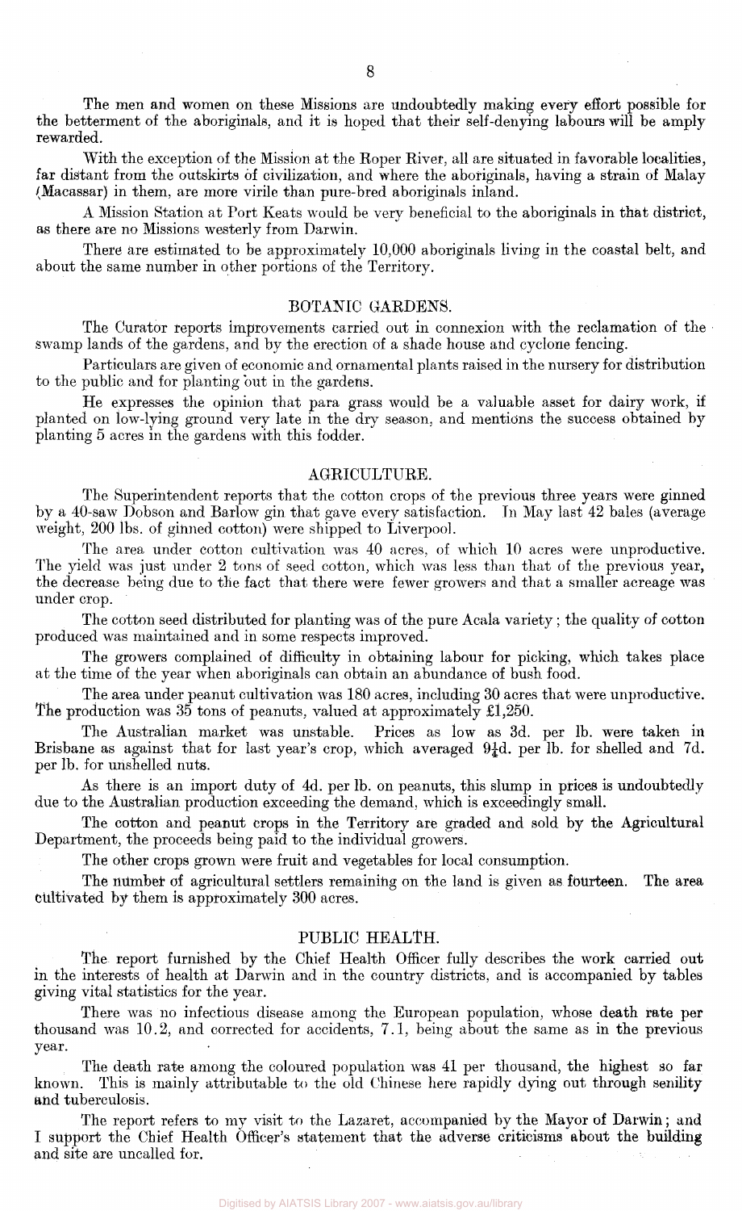The men and women on these Missions are undoubtedly making every effort possible for the betterment of the aboriginals, and it is hoped that their self-denying labours will be amply rewarded.

With the exception of the Mission at the Roper River, all are situated in favorable localities, far distant from the outskirts of civilization, and where the aboriginals, having a strain of Malay (Macassar) in them, are more virile than pure-bred aboriginals inland.

A Mission Station at Port Keats would be very beneficial to the aboriginals in that district, as there are no Missions westerly from Darwin.

There are estimated to be approximately 10,000 aboriginals living in the coastal belt, and about the same number in other portions of the Territory.

## BOTANIC GARDENS.

The Curator reports improvements carried out in connexion with the reclamation of the swamp lands of the gardens, and by the erection of a shade house and cyclone fencing.

Particulars are given of economic and ornamental plants raised in the nursery for distribution to the public and for planting out in the gardens.

He expresses the opinion that para grass would be a valuable asset for dairy work, if planted on low-lying ground very late in the dry season, and mentions the success obtained by planting 5 acres in the gardens with this fodder.

## AGRICULTURE.

The Superintendent reports that the cotton crops of the previous three years were ginned by a 40-saw Dobson and Barlow gin that gave every satisfaction. In May last 42 bales (average weight, 200 lbs. of ginned cotton) were shipped to Liverpool.

The area under cotton cultivation was 40 acres, of which 10 acres were unproductive. The yield was just under 2 tons of seed cotton, which was less than that of the previous year, the decrease being due to the fact that there were fewer growers and that a smaller acreage was under crop.

The cotton seed distributed for planting was of the pure Acala variety; the quality of cotton produced was maintained and in some respects improved.

The growers complained of difficulty in obtaining labour for picking, which takes place at the time of the year when aboriginals can obtain an abundance of bush food.

The area under peanut cultivation was 180 acres, including 30 acres that were unproductive. The production was 35 tons of peanuts, valued at approximately £1,250.

The Australian market was unstable. Prices as low as 3d. per lb. were taken in Brisbane as against that for last year's crop, which averaged 9¼d. per lb. for shelled and 7d. per lb. for unshelled nuts.

As there is an import duty of 4d. per lb. on peanuts, this slump in prices is undoubtedly due to the Australian production exceeding the demand, which is exceedingly small.

The cotton and peanut crops in the Territory are graded and sold by the Agricultural Department, the proceeds being paid to the individual growers.

The other crops grown were fruit and vegetables for local consumption.

The number of agricultural settlers remaining on the land is given as fourteen. The area cultivated by them is approximately 300 acres.

## PUBLIC HEALTH.

The report furnished by the Chief Health Officer fully describes the work carried out in the interests of health at Darwin and in the country districts, and is accompanied by tables giving vital statistics for the year.

There was no infectious disease among the European population, whose death rate per thousand was 10.2, and corrected for accidents, 7.1, being about the same as in the previous year.

The death rate among the coloured population was 41 per thousand, the highest so far known. This is mainly attributable to the old Chinese here rapidly dying out through senility and tuberculosis.

The report refers to my visit to the Lazaret, accompanied by the Mayor of Darwin; and I support the Chief Health Officer's statement that the adverse criticisms about the building and site are uncalled for.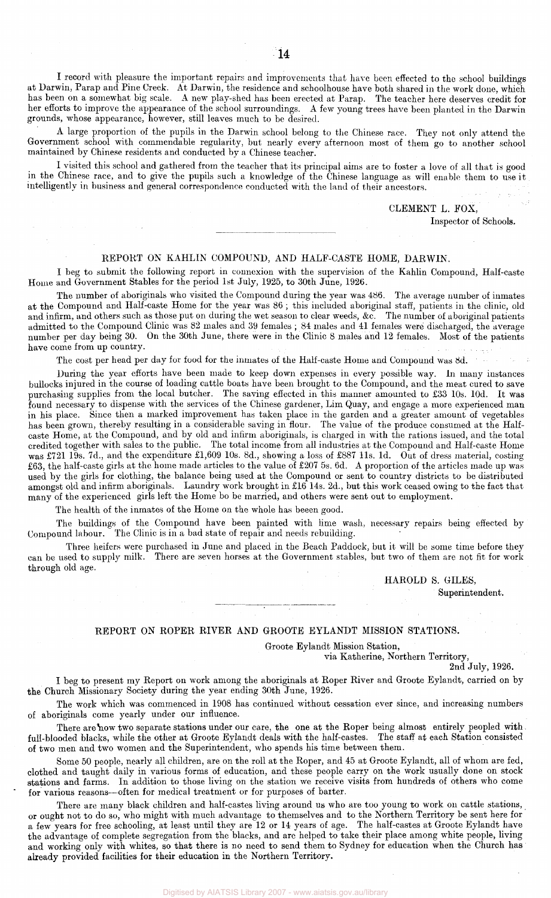I record with pleasure the important repairs and improvements that have been effected to the school buildings at Darwin, Parap and Pine Creek. At Darwin, the residence and schoolhouse have both shared in the work done, which has been on a somewhat big scale. A new play-shed has been erected at Parap. The teacher here deserves credit for her efforts to improve the appearance of the school surroundings. A few young trees have been planted in the Darwin grounds, whose appearance, however, still leaves much to be desired.

A large proportion of the pupils in the Darwin school belong to the Chinese race. They not only attend the Government school with commendable regularity, but nearly every afternoon most of them go to another school maintained by Chinese residents and conducted by a Chinese teacher.

I visited this school and gathered from the teacher that its principal aims are to foster a love of all that is good in the Chinese race, and to give the pupils such a knowledge of the Chinese language as will enable them to use it intelligently in business and general correspondence conducted with the land of their ancestors.

CLEMENT L. FOX,
Inspector of Schools.

## REPORT ON KAHLIN COMPOUND, AND HALF-CASTE HOME, DARWIN.

I beg to submit the following report in connexion with the supervision of the Kahlin Compound, Half-caste Home and Government Stables for the period 1st July, 1925, to 30th June, 1926.

The number of aboriginals who visited the Compound during the year was 486. The average number of inmates at the Compound and Half-caste Home for the year was 86; this included aboriginal staff, patients in the clinic, old and infirm, and others such as those put on during the wet season to clear weeds, &c. The number of aboriginal patients admitted to the Compound Clinic was 82 males and 39 females; 84 males and 41 females were discharged, the average number per day being 30. On the 30th June, there were in the Clinic 8 males and 12 females. Most of the patients have come from up country.

The cost per head per day for food for the inmates of the Half-caste Home and Compound was 8d.

During the year efforts have been made to keep down expenses in every possible way. In many instances bullocks injured in the course of loading cattle boats have been brought to the Compound, and the meat cured to save purchasing supplies from the local butcher. The saving effected in this manner amounted to £33 10s. 10d. It was found necessary to dispense with the services of the Chinese gardener, Lim Quay, and engage a more experienced man in his place. Since then a marked improvement has taken place in the garden and a greater amount of vegetables has been grown, thereby resulting in a considerable saving in flour. The value of the produce consumed at the Half-caste Home, at the Compound, and by old and infirm aboriginals, is charged in with the rations issued, and the total credited together with sales to the public. The total income from all industries at the Compound and Half-caste Home was £721 19s. 7d., and the expenditure £1,609 10s. 8d., showing a loss of £887 11s. 1d. Out of dress material, costing £63, the half-caste girls at the home made articles to the value of £207 5s. 6d. A proportion of the articles made up was used by the girls for clothing, the balance being used at the Compound or sent to country districts to be distributed amongst old and infirm aboriginals. Laundry work brought in £16 14s. 2d., but this work ceased owing to the fact that many of the experienced girls left the Home bo be married, and others were sent out to employment.

The health of the inmates of the Home on the whole has beeen good.

The buildings of the Compound have been painted with lime wash, necessary repairs being effected by Compound labour. The Clinic is in a bad state of repair and needs rebuilding.

Three heifers were purchased in June and placed in the Beach Paddock, but it will be some time before they can be used to supply milk. There are seven horses at the Government stables, but two of them are not fit for work through old age.

HAROLD S. GILES,
Superintendent.

## REPORT ON ROPER RIVER AND GROOTE EYLANDT MISSION STATIONS.

Groote Eylandt Mission Station,
via Katherine, Northern Territory,
2nd July, 1926.

I beg to present my Report on work among the aboriginals at Roper River and Groote Eylandt, carried on by the Church Missionary Society during the year ending 30th June, 1926.

The work which was commenced in 1908 has continued without cessation ever since, and increasing numbers of aboriginals come yearly under our influence.

There are now two separate stations under our care, the one at the Roper being almost entirely peopled with full-blooded blacks, while the other at Groote Eylandt deals with the half-castes. The staff at each Station consisted of two men and two women and the Superintendent, who spends his time between them.

Some 50 people, nearly all children, are on the roll at the Roper, and 45 at Groote Eylandt, all of whom are fed, clothed and taught daily in various forms of education, and these people carry on the work usually done on stock stations and farms. In addition to those living on the station we receive visits from hundreds of others who come for various reasons—often for medical treatment or for purposes of barter.

There are many black children and half-castes living around us who are too young to work on cattle stations, or ought not to do so, who might with much advantage to themselves and to the Northern Territory be sent here for a few years for free schooling, at least until they are 12 or 14 years of age. The half-castes at Groote Eylandt have the advantage of complete segregation from the blacks, and are helped to take their place among white people, living and working only with whites, so that there is no need to send them to Sydney for education when the Church has already provided facilities for their education in the Northern Territory.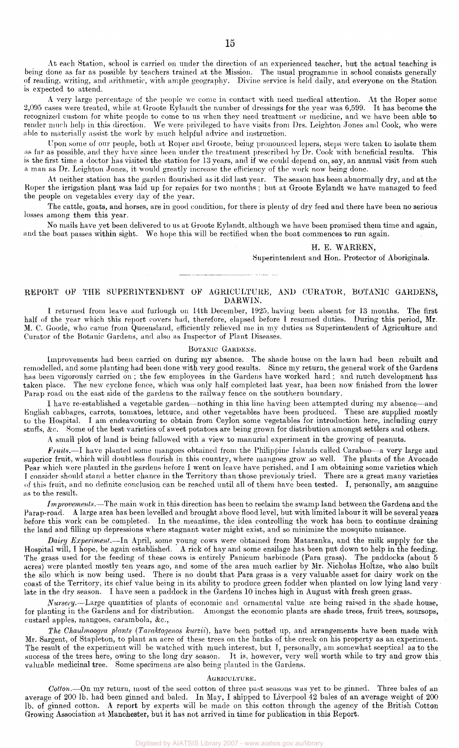At each Station, school is carried on under the direction of an experienced teacher, but the actual teaching is being done as far as possible by teachers trained at the Mission. The usual programme in school consists generally of reading, writing, and arithmetic, with ample geography. Divine service is held daily, and everyone on the Station is expected to attend.

A very large percentage of the people we come in contact with need medical attention. At the Roper some 2,095 cases were treated, while at Groote Eylandt the number of dressings for the year was 6,599. It has become the recognized custom for white people to come to us when they need treatment or medicine, and we have been able to render much help in this direction. We were privileged to have visits from Drs. Leighton Jones and Cook, who were able to materially assist the work by much helpful advice and instruction.

Upon some of our people, both at Roper and Groote, being pronounced lepers, steps were taken to isolate them as far as possible, and they have since been under the treatment prescribed by Dr. Cook with beneficial results. This is the first time a doctor has visited the station for 13 years, and if we could depend on, say, an annual visit from such a man as Dr. Leighton Jones, it would greatly increase the efficiency of the work now being done.

At neither station has the garden flourished as it did last year. The season has been abnormally dry, and at the Roper the irrigation plant was laid up for repairs for two months; but at Groote Eylandt we have managed to feed the people on vegetables every day of the year.

The cattle, goats, and horses, are in good condition, for there is plenty of dry feed and there have been no serious losses among them this year.

No mails have yet been delivered to us at Groote Eylandt, although we have been promised them time and again, and the boat passes within sight. We hope this will be rectified when the boat commences to run again.

H. E. WARREN,
Superintendent and Hon. Protector of Aboriginals.

## REPORT OF THE SUPERINTENDENT OF AGRICULTURE, AND CURATOR, BOTANIC GARDENS, DARWIN.

I returned from leave and furlough on 14th December, 1925, having been absent for 13 months. The first half of the year which this report covers had, therefore, elapsed before I resumed duties. During this period, Mr. M. C. Goode, who came from Queensland, efficiently relieved me in my duties as Superintendent of Agriculture and Curator of the Botanic Gardens, and also as Inspector of Plant Diseases.

### BOTANIC GARDENS.

Improvements had been carried on during my absence. The shade house on the lawn had been rebuilt and remodelled, and some planting had been done with very good results. Since my return, the general work of the Gardens has been vigorously carried on; the few employees in the Gardens have worked hard; and much development has taken place. The new cyclone fence, which was only half completed last year, has been now finished from the lower Parap road on the east side of the gardens to the railway fence on the southern boundary.

I have re-established a vegetable garden—nothing in this line having been attempted during my absence—and English cabbages, carrots, tomatoes, lettuce, and other vegetables have been produced. These are supplied mostly to the Hospital. I am endeavouring to obtain from Ceylon some vegetables for introduction here, including curry stuffs, &c. Some of the best varieties of sweet potatoes are being grown for distribution amongst settlers and others.

A small plot of land is being fallowed with a view to manurial experiment in the growing of peanuts.

*Fruits.*—I have planted some mangoes obtained from the Philippine Islands called Carabao—a very large and superior fruit, which will doubtless flourish in this country, where mangoes grow so well. The plants of the Avocado Pear which were planted in the gardens before I went on leave have perished, and I am obtaining some varieties which I consider should stand a better chance in the Territory than those previously tried. There are a great many varieties of this fruit, and no definite conclusion can be reached until all of them have been tested. I, personally, am sanguine as to the result.

*Improvements.*—The main work in this direction has been to reclaim the swamp land between the Gardens and the Parap-road. A large area has been levelled and brought above flood level, but with limited labour it will be several years before this work can be completed. In the meantime, the idea controlling the work has been to continue draining the land and filling up depressions where stagnant water might exist, and so minimize the mosquito nuisance.

*Dairy Experiment.*—In April, some young cows were obtained from Mataranka, and the milk supply for the Hospital will, I hope, be again established. A rick of hay and some ensilage has been put down to help in the feeding. The grass used for the feeding of these cows is entirely Panicum barbinode (Para grass). The paddocks (about 5 acres) were planted mostly ten years ago, and some of the area much earlier by Mr. Nicholas Holtze, who also built the silo which is now being used. There is no doubt that Para grass is a very valuable asset for dairy work on the coast of the Territory, its chief value being in its ability to produce green fodder when planted on low lying land very late in the dry season. I have seen a paddock in the Gardens 10 inches high in August with fresh green grass.

*Nursery.*—Large quantities of plants of economic and ornamental value are being raised in the shade house, for planting in the Gardens and for distribution. Amongst the economic plants are shade trees, fruit trees, soursops, custard apples, mangoes, carambola, &c.,

*The Chaulmoogra plants* (*Taraktogenos kurzii*), have been potted up, and arrangements have been made with Mr. Sargent, of Stapleton, to plant an acre of these trees on the banks of the creek on his property as an experiment. The result of the experiment will be watched with much interest, but I, personally, am somewhat sceptical as to the success of the trees here, owing to the long dry season. It is, however, very well worth while to try and grow this valuable medicinal tree. Some specimens are also being planted in the Gardens.

### AGRICULTURE.

*Cotton.*—On my return, most of the seed cotton of three past seasons was yet to be ginned. Three bales of an average of 200 lb. had been ginned and baled. In May, I shipped to Liverpool 42 bales of an average weight of 200 lb. of ginned cotton. A report by experts will be made on this cotton through the agency of the British Cotton Growing Association at Manchester, but it has not arrived in time for publication in this Report.